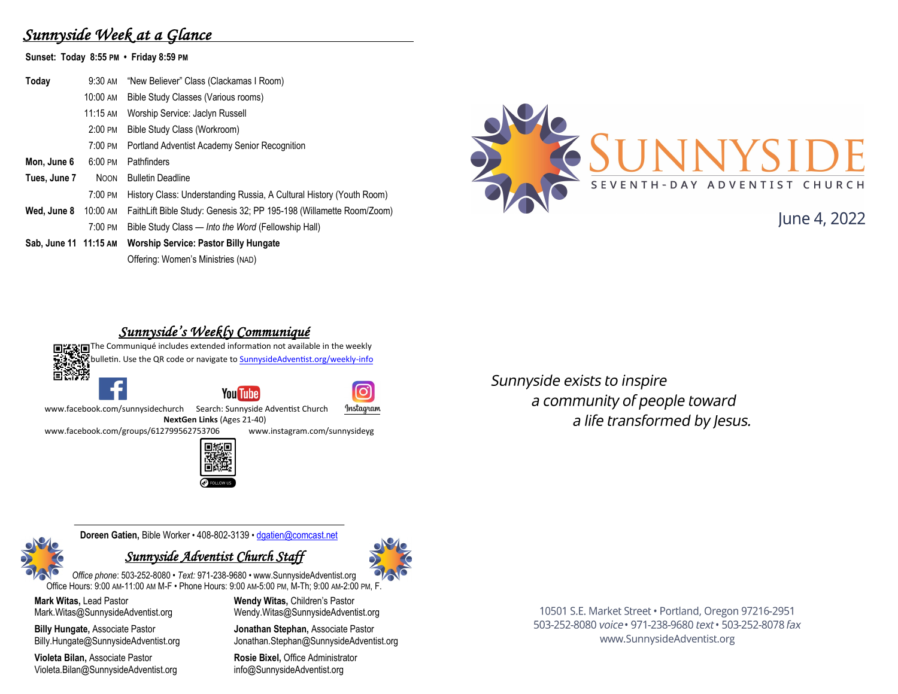## Sunnyside Week at a Glance

**Sunset: Today 8:55 PM • Friday 8:59 PM**

| | | |
|---|---|---|
| **Today** | 9:30 AM | "New Believer" Class (Clackamas I Room) |
| | 10:00 AM | Bible Study Classes (Various rooms) |
| | 11:15 AM | Worship Service: Jaclyn Russell |
| | 2:00 PM | Bible Study Class (Workroom) |
| | 7:00 PM | Portland Adventist Academy Senior Recognition |
| **Mon, June 6** | 6:00 PM | Pathfinders |
| **Tues, June 7** | NOON | Bulletin Deadline |
| | 7:00 PM | History Class: Understanding Russia, A Cultural History (Youth Room) |
| **Wed, June 8** | 10:00 AM | FaithLift Bible Study: Genesis 32; PP 195-198 (Willamette Room/Zoom) |
| | 7:00 PM | Bible Study Class — *Into the Word* (Fellowship Hall) |
| **Sab, June 11** | **11:15 AM** | **Worship Service: Pastor Billy Hungate** |
| | | Offering: Women's Ministries (NAD) |

## Sunnyside's Weekly Communiqué

The Communiqué includes extended information not available in the weekly bulletin. Use the QR code or navigate to SunnysideAdventist.org/weekly-info

www.facebook.com/sunnysidechurch • Search: Sunnyside Adventist Church

**NextGen Links** (Ages 21-40)

www.facebook.com/groups/612799562753706 • www.instagram.com/sunnysideyg

FOLLOW US

**Doreen Gatien,** Bible Worker • 408-802-3139 • dgatien@comcast.net

## Sunnyside Adventist Church Staff

*Office phone*: 503-252-8080 • *Text:* 971-238-9680 • www.SunnysideAdventist.org
Office Hours: 9:00 AM-11:00 AM M-F • Phone Hours: 9:00 AM-5:00 PM, M-Th; 9:00 AM-2:00 PM, F.

**Mark Witas,** Lead Pastor
Mark.Witas@SunnysideAdventist.org

**Billy Hungate,** Associate Pastor
Billy.Hungate@SunnysideAdventist.org

**Violeta Bilan,** Associate Pastor
Violeta.Bilan@SunnysideAdventist.org

**Wendy Witas,** Children's Pastor
Wendy.Witas@SunnysideAdventist.org

**Jonathan Stephan,** Associate Pastor
Jonathan.Stephan@SunnysideAdventist.org

**Rosie Bixel,** Office Administrator
info@SunnysideAdventist.org

# SUNNYSIDE
SEVENTH-DAY ADVENTIST CHURCH

June 4, 2022

*Sunnyside exists to inspire
a community of people toward
a life transformed by Jesus.*

10501 S.E. Market Street • Portland, Oregon 97216-2951
503-252-8080 *voice* • 971-238-9680 *text* • 503-252-8078 *fax*
www.SunnysideAdventist.org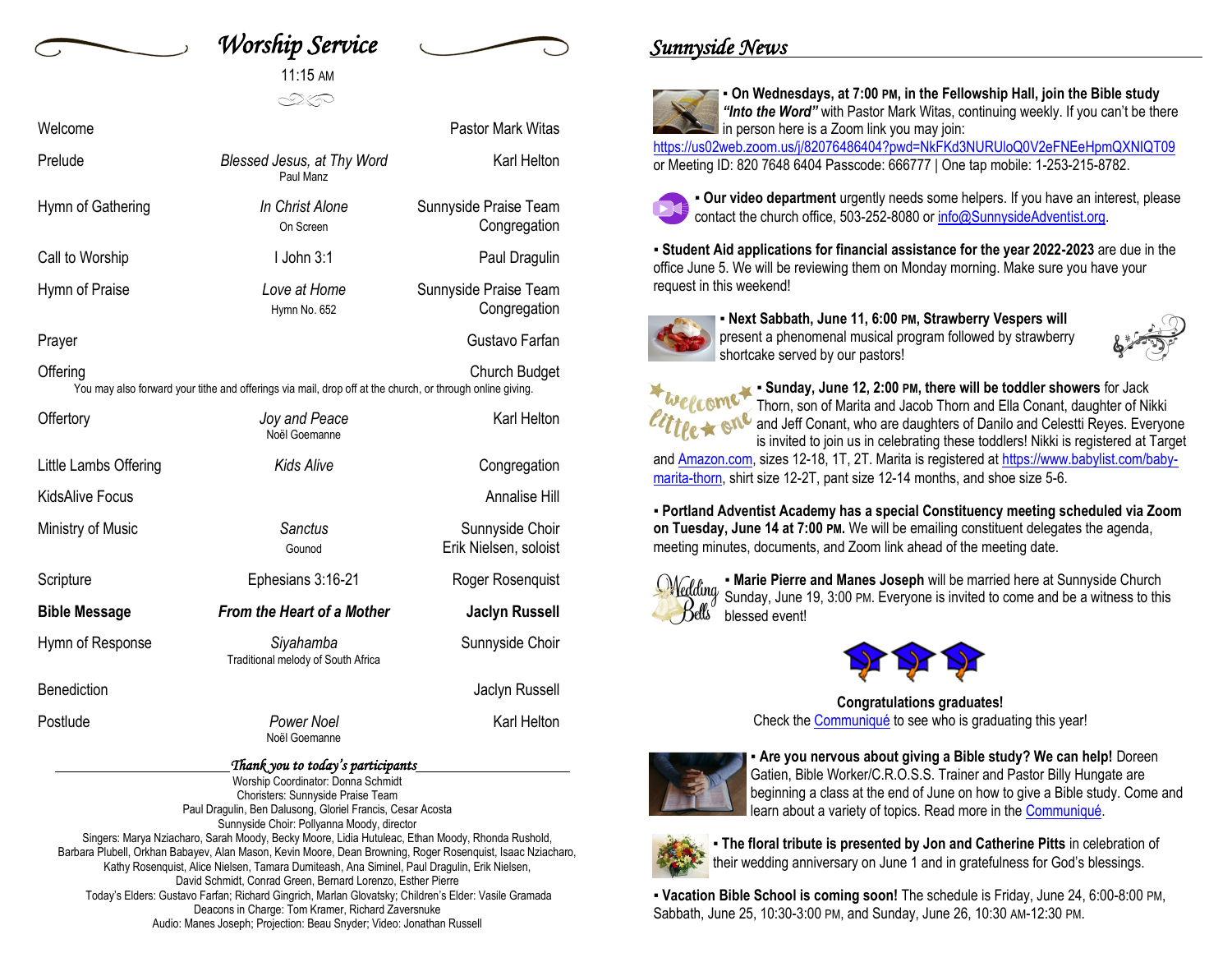# *Worship Service*

11:15 AM

| | | |
|---|---|---|
| Welcome | | Pastor Mark Witas |
| Prelude | *Blessed Jesus, at Thy Word*<br>Paul Manz | Karl Helton |
| Hymn of Gathering | *In Christ Alone*<br>On Screen | Sunnyside Praise Team<br>Congregation |
| Call to Worship | I John 3:1 | Paul Dragulin |
| Hymn of Praise | *Love at Home*<br>Hymn No. 652 | Sunnyside Praise Team<br>Congregation |
| Prayer | | Gustavo Farfan |
| Offering | | Church Budget |
| Offertory | *Joy and Peace*<br>Noël Goemanne | Karl Helton |
| Little Lambs Offering | *Kids Alive* | Congregation |
| KidsAlive Focus | | Annalise Hill |
| Ministry of Music | *Sanctus*<br>Gounod | Sunnyside Choir<br>Erik Nielsen, soloist |
| Scripture | Ephesians 3:16-21 | Roger Rosenquist |
| **Bible Message** | ***From the Heart of a Mother*** | **Jaclyn Russell** |
| Hymn of Response | *Siyahamba*<br>Traditional melody of South Africa | Sunnyside Choir |
| Benediction | | Jaclyn Russell |
| Postlude | *Power Noel*<br>Noël Goemanne | Karl Helton |

You may also forward your tithe and offerings via mail, drop off at the church, or through online giving.

### *Thank you to today's participants*

Worship Coordinator: Donna Schmidt
Choristers: Sunnyside Praise Team
Paul Dragulin, Ben Dalusong, Gloriel Francis, Cesar Acosta
Sunnyside Choir: Pollyanna Moody, director
Singers: Marya Nziacharo, Sarah Moody, Becky Moore, Lidia Hutuleac, Ethan Moody, Rhonda Rushold, Barbara Plubell, Orkhan Babayev, Alan Mason, Kevin Moore, Dean Browning, Roger Rosenquist, Isaac Nziacharo, Kathy Rosenquist, Alice Nielsen, Tamara Dumiteash, Ana Siminel, Paul Dragulin, Erik Nielsen, David Schmidt, Conrad Green, Bernard Lorenzo, Esther Pierre
Today's Elders: Gustavo Farfan; Richard Gingrich, Marlan Glovatsky; Children's Elder: Vasile Gramada
Deacons in Charge: Tom Kramer, Richard Zaversnuke
Audio: Manes Joseph; Projection: Beau Snyder; Video: Jonathan Russell

# *Sunnyside News*

▪ **On Wednesdays, at 7:00 PM, in the Fellowship Hall, join the Bible study *"Into the Word"*** with Pastor Mark Witas, continuing weekly. If you can't be there in person here is a Zoom link you may join: https://us02web.zoom.us/j/82076486404?pwd=NkFKd3NURUloQ0V2eFNEeHpmQXNIQT09 or Meeting ID: 820 7648 6404 Passcode: 666777 | One tap mobile: 1-253-215-8782.

▪ **Our video department** urgently needs some helpers. If you have an interest, please contact the church office, 503-252-8080 or info@SunnysideAdventist.org.

▪ **Student Aid applications for financial assistance for the year 2022-2023** are due in the office June 5. We will be reviewing them on Monday morning. Make sure you have your request in this weekend!

▪ **Next Sabbath, June 11, 6:00 PM, Strawberry Vespers will** present a phenomenal musical program followed by strawberry shortcake served by our pastors!

▪ **Sunday, June 12, 2:00 PM, there will be toddler showers** for Jack Thorn, son of Marita and Jacob Thorn and Ella Conant, daughter of Nikki and Jeff Conant, who are daughters of Danilo and Celesti Reyes. Everyone is invited to join us in celebrating these toddlers! Nikki is registered at Target and Amazon.com, sizes 12-18, 1T, 2T. Marita is registered at https://www.babylist.com/baby-marita-thorn, shirt size 12-2T, pant size 12-14 months, and shoe size 5-6.

▪ **Portland Adventist Academy has a special Constituency meeting scheduled via Zoom on Tuesday, June 14 at 7:00 PM.** We will be emailing constituent delegates the agenda, meeting minutes, documents, and Zoom link ahead of the meeting date.

▪ **Marie Pierre and Manes Joseph** will be married here at Sunnyside Church Sunday, June 19, 3:00 PM. Everyone is invited to come and be a witness to this blessed event!

**Congratulations graduates!**
Check the Communiqué to see who is graduating this year!

▪ **Are you nervous about giving a Bible study? We can help!** Doreen Gatien, Bible Worker/C.R.O.S.S. Trainer and Pastor Billy Hungate are beginning a class at the end of June on how to give a Bible study. Come and learn about a variety of topics. Read more in the Communiqué.

▪ **The floral tribute is presented by Jon and Catherine Pitts** in celebration of their wedding anniversary on June 1 and in gratefulness for God's blessings.

▪ **Vacation Bible School is coming soon!** The schedule is Friday, June 24, 6:00-8:00 PM, Sabbath, June 25, 10:30-3:00 PM, and Sunday, June 26, 10:30 AM-12:30 PM.